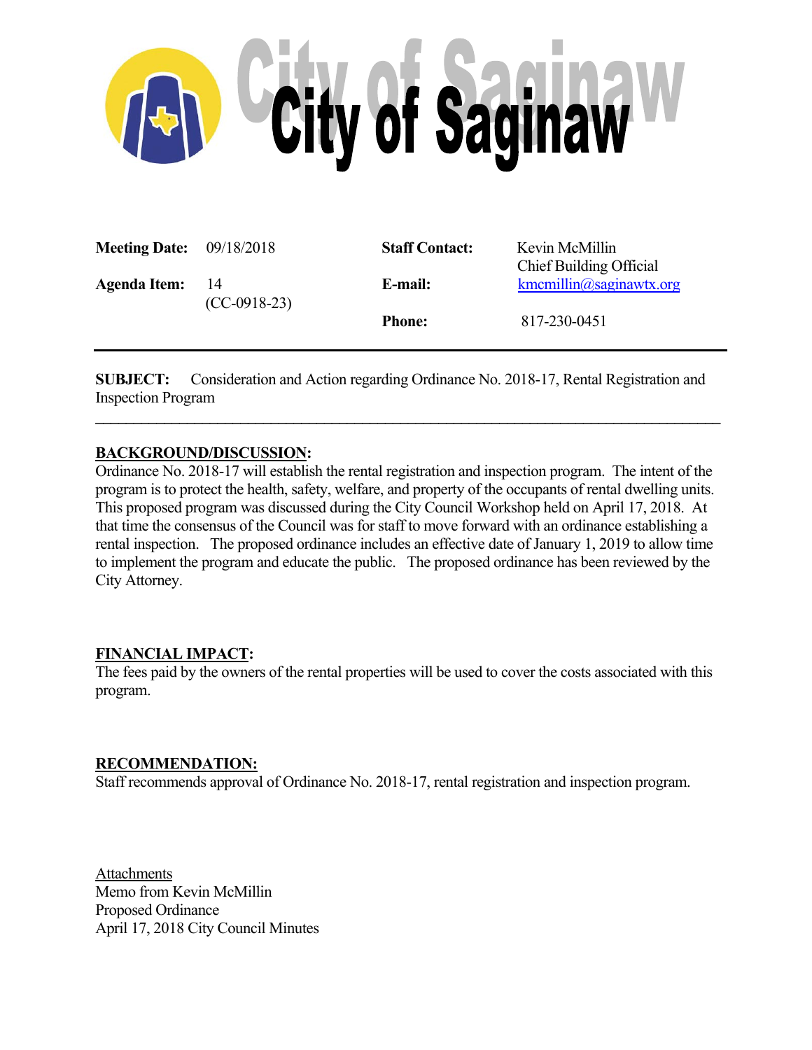# City of Saginaw

| | | | |
|---|---|---|---|
| **Meeting Date:** | 09/18/2018 | **Staff Contact:** | Kevin McMillin<br>Chief Building Official |
| **Agenda Item:** | 14<br>(CC-0918-23) | **E-mail:** | kmcmillin@saginawtx.org |
| | | **Phone:** | 817-230-0451 |

**SUBJECT:** Consideration and Action regarding Ordinance No. 2018-17, Rental Registration and Inspection Program

---

## BACKGROUND/DISCUSSION:

Ordinance No. 2018-17 will establish the rental registration and inspection program. The intent of the program is to protect the health, safety, welfare, and property of the occupants of rental dwelling units. This proposed program was discussed during the City Council Workshop held on April 17, 2018. At that time the consensus of the Council was for staff to move forward with an ordinance establishing a rental inspection. The proposed ordinance includes an effective date of January 1, 2019 to allow time to implement the program and educate the public. The proposed ordinance has been reviewed by the City Attorney.

## FINANCIAL IMPACT:

The fees paid by the owners of the rental properties will be used to cover the costs associated with this program.

## RECOMMENDATION:

Staff recommends approval of Ordinance No. 2018-17, rental registration and inspection program.

Attachments
Memo from Kevin McMillin
Proposed Ordinance
April 17, 2018 City Council Minutes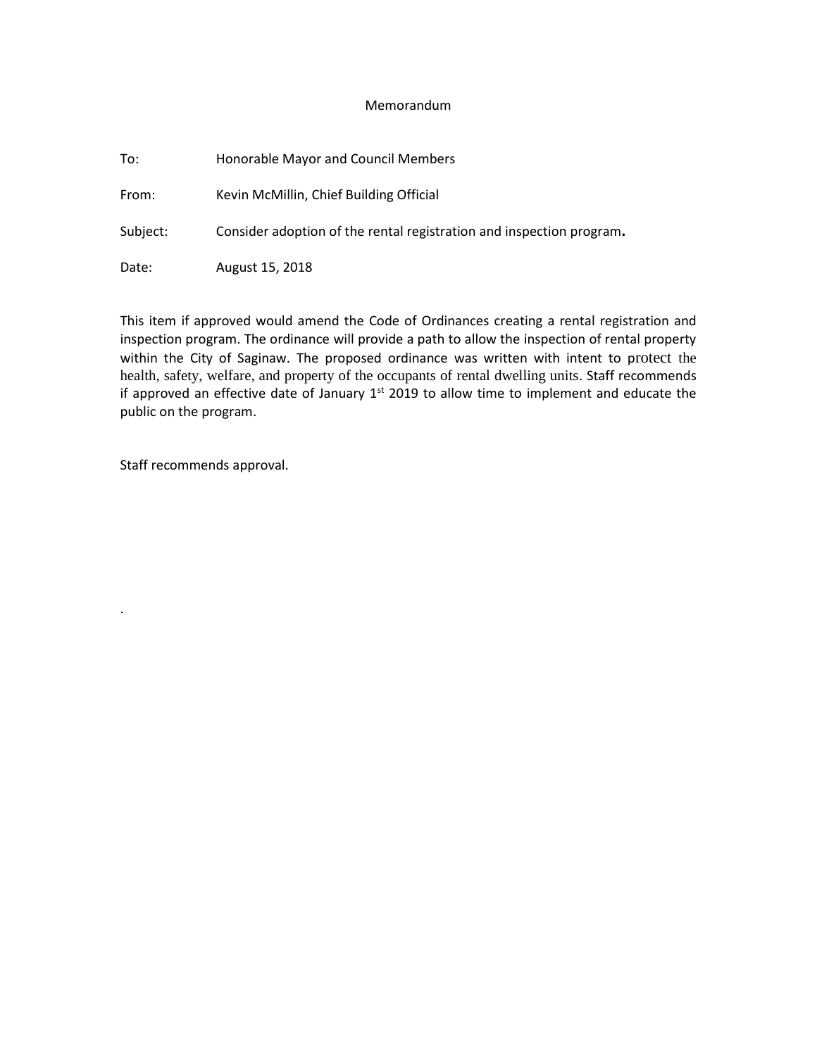# Memorandum

To: Honorable Mayor and Council Members

From: Kevin McMillin, Chief Building Official

Subject: Consider adoption of the rental registration and inspection program.

Date: August 15, 2018

This item if approved would amend the Code of Ordinances creating a rental registration and inspection program. The ordinance will provide a path to allow the inspection of rental property within the City of Saginaw. The proposed ordinance was written with intent to protect the health, safety, welfare, and property of the occupants of rental dwelling units. Staff recommends if approved an effective date of January 1st 2019 to allow time to implement and educate the public on the program.

Staff recommends approval.

.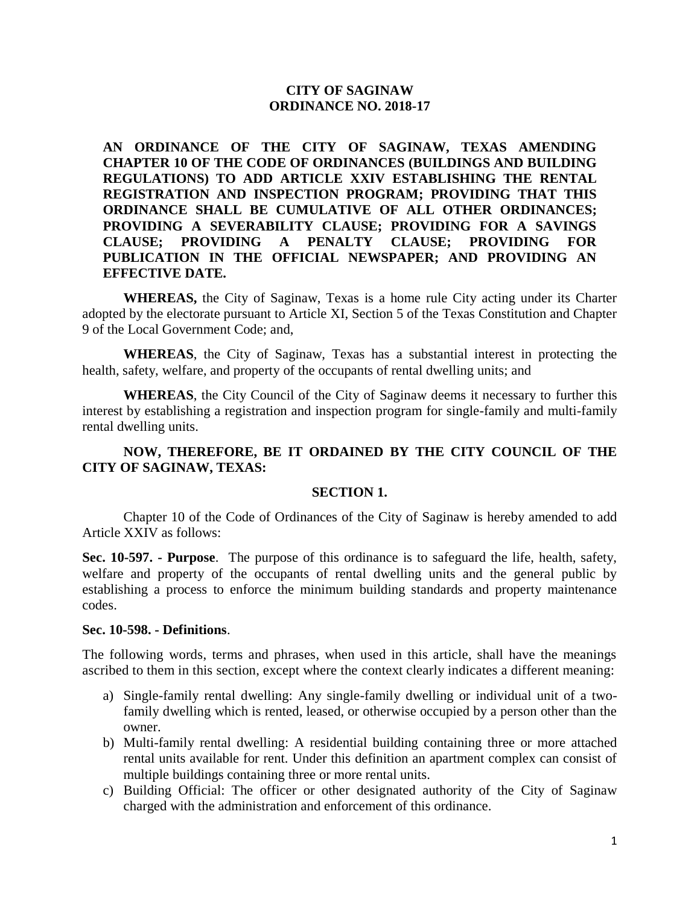**CITY OF SAGINAW**
**ORDINANCE NO. 2018-17**

**AN ORDINANCE OF THE CITY OF SAGINAW, TEXAS AMENDING CHAPTER 10 OF THE CODE OF ORDINANCES (BUILDINGS AND BUILDING REGULATIONS) TO ADD ARTICLE XXIV ESTABLISHING THE RENTAL REGISTRATION AND INSPECTION PROGRAM; PROVIDING THAT THIS ORDINANCE SHALL BE CUMULATIVE OF ALL OTHER ORDINANCES; PROVIDING A SEVERABILITY CLAUSE; PROVIDING FOR A SAVINGS CLAUSE; PROVIDING A PENALTY CLAUSE; PROVIDING FOR PUBLICATION IN THE OFFICIAL NEWSPAPER; AND PROVIDING AN EFFECTIVE DATE.**

**WHEREAS,** the City of Saginaw, Texas is a home rule City acting under its Charter adopted by the electorate pursuant to Article XI, Section 5 of the Texas Constitution and Chapter 9 of the Local Government Code; and,

**WHEREAS**, the City of Saginaw, Texas has a substantial interest in protecting the health, safety, welfare, and property of the occupants of rental dwelling units; and

**WHEREAS**, the City Council of the City of Saginaw deems it necessary to further this interest by establishing a registration and inspection program for single-family and multi-family rental dwelling units.

**NOW, THEREFORE, BE IT ORDAINED BY THE CITY COUNCIL OF THE CITY OF SAGINAW, TEXAS:**

**SECTION 1.**

Chapter 10 of the Code of Ordinances of the City of Saginaw is hereby amended to add Article XXIV as follows:

**Sec. 10-597. - Purpose**. The purpose of this ordinance is to safeguard the life, health, safety, welfare and property of the occupants of rental dwelling units and the general public by establishing a process to enforce the minimum building standards and property maintenance codes.

**Sec. 10-598. - Definitions**.

The following words, terms and phrases, when used in this article, shall have the meanings ascribed to them in this section, except where the context clearly indicates a different meaning:

a) Single-family rental dwelling: Any single-family dwelling or individual unit of a two-family dwelling which is rented, leased, or otherwise occupied by a person other than the owner.
b) Multi-family rental dwelling: A residential building containing three or more attached rental units available for rent. Under this definition an apartment complex can consist of multiple buildings containing three or more rental units.
c) Building Official: The officer or other designated authority of the City of Saginaw charged with the administration and enforcement of this ordinance.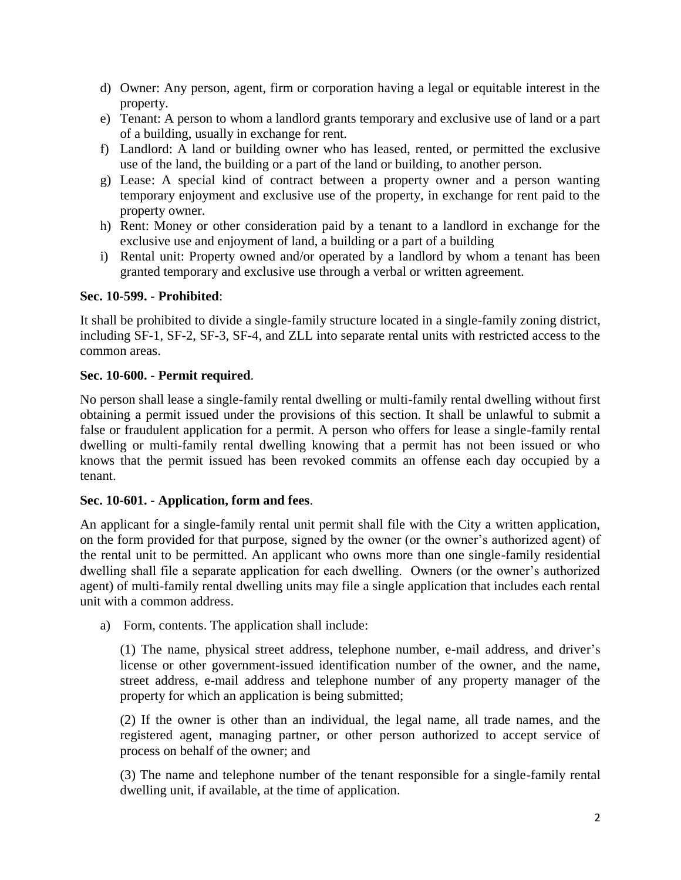d) Owner: Any person, agent, firm or corporation having a legal or equitable interest in the property.

e) Tenant: A person to whom a landlord grants temporary and exclusive use of land or a part of a building, usually in exchange for rent.

f) Landlord: A land or building owner who has leased, rented, or permitted the exclusive use of the land, the building or a part of the land or building, to another person.

g) Lease: A special kind of contract between a property owner and a person wanting temporary enjoyment and exclusive use of the property, in exchange for rent paid to the property owner.

h) Rent: Money or other consideration paid by a tenant to a landlord in exchange for the exclusive use and enjoyment of land, a building or a part of a building

i) Rental unit: Property owned and/or operated by a landlord by whom a tenant has been granted temporary and exclusive use through a verbal or written agreement.

**Sec. 10-599. - Prohibited**:

It shall be prohibited to divide a single-family structure located in a single-family zoning district, including SF-1, SF-2, SF-3, SF-4, and ZLL into separate rental units with restricted access to the common areas.

**Sec. 10-600. - Permit required**.

No person shall lease a single-family rental dwelling or multi-family rental dwelling without first obtaining a permit issued under the provisions of this section. It shall be unlawful to submit a false or fraudulent application for a permit. A person who offers for lease a single-family rental dwelling or multi-family rental dwelling knowing that a permit has not been issued or who knows that the permit issued has been revoked commits an offense each day occupied by a tenant.

**Sec. 10-601. - Application, form and fees**.

An applicant for a single-family rental unit permit shall file with the City a written application, on the form provided for that purpose, signed by the owner (or the owner's authorized agent) of the rental unit to be permitted. An applicant who owns more than one single-family residential dwelling shall file a separate application for each dwelling. Owners (or the owner's authorized agent) of multi-family rental dwelling units may file a single application that includes each rental unit with a common address.

a) Form, contents. The application shall include:

(1) The name, physical street address, telephone number, e-mail address, and driver's license or other government-issued identification number of the owner, and the name, street address, e-mail address and telephone number of any property manager of the property for which an application is being submitted;

(2) If the owner is other than an individual, the legal name, all trade names, and the registered agent, managing partner, or other person authorized to accept service of process on behalf of the owner; and

(3) The name and telephone number of the tenant responsible for a single-family rental dwelling unit, if available, at the time of application.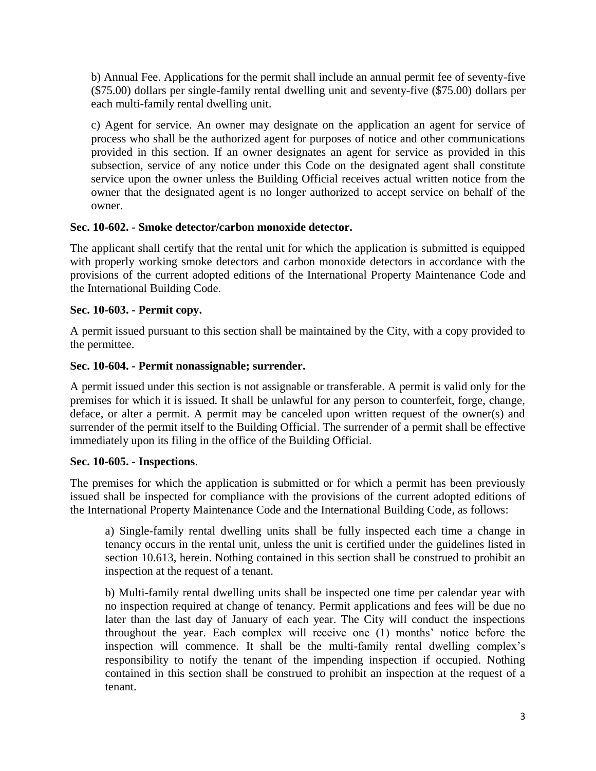b) Annual Fee. Applications for the permit shall include an annual permit fee of seventy-five ($75.00) dollars per single-family rental dwelling unit and seventy-five ($75.00) dollars per each multi-family rental dwelling unit.

c) Agent for service. An owner may designate on the application an agent for service of process who shall be the authorized agent for purposes of notice and other communications provided in this section. If an owner designates an agent for service as provided in this subsection, service of any notice under this Code on the designated agent shall constitute service upon the owner unless the Building Official receives actual written notice from the owner that the designated agent is no longer authorized to accept service on behalf of the owner.

**Sec. 10-602. - Smoke detector/carbon monoxide detector.**

The applicant shall certify that the rental unit for which the application is submitted is equipped with properly working smoke detectors and carbon monoxide detectors in accordance with the provisions of the current adopted editions of the International Property Maintenance Code and the International Building Code.

**Sec. 10-603. - Permit copy.**

A permit issued pursuant to this section shall be maintained by the City, with a copy provided to the permittee.

**Sec. 10-604. - Permit nonassignable; surrender.**

A permit issued under this section is not assignable or transferable. A permit is valid only for the premises for which it is issued. It shall be unlawful for any person to counterfeit, forge, change, deface, or alter a permit. A permit may be canceled upon written request of the owner(s) and surrender of the permit itself to the Building Official. The surrender of a permit shall be effective immediately upon its filing in the office of the Building Official.

**Sec. 10-605. - Inspections**.

The premises for which the application is submitted or for which a permit has been previously issued shall be inspected for compliance with the provisions of the current adopted editions of the International Property Maintenance Code and the International Building Code, as follows:

a) Single-family rental dwelling units shall be fully inspected each time a change in tenancy occurs in the rental unit, unless the unit is certified under the guidelines listed in section 10.613, herein. Nothing contained in this section shall be construed to prohibit an inspection at the request of a tenant.

b) Multi-family rental dwelling units shall be inspected one time per calendar year with no inspection required at change of tenancy. Permit applications and fees will be due no later than the last day of January of each year. The City will conduct the inspections throughout the year. Each complex will receive one (1) months' notice before the inspection will commence. It shall be the multi-family rental dwelling complex's responsibility to notify the tenant of the impending inspection if occupied. Nothing contained in this section shall be construed to prohibit an inspection at the request of a tenant.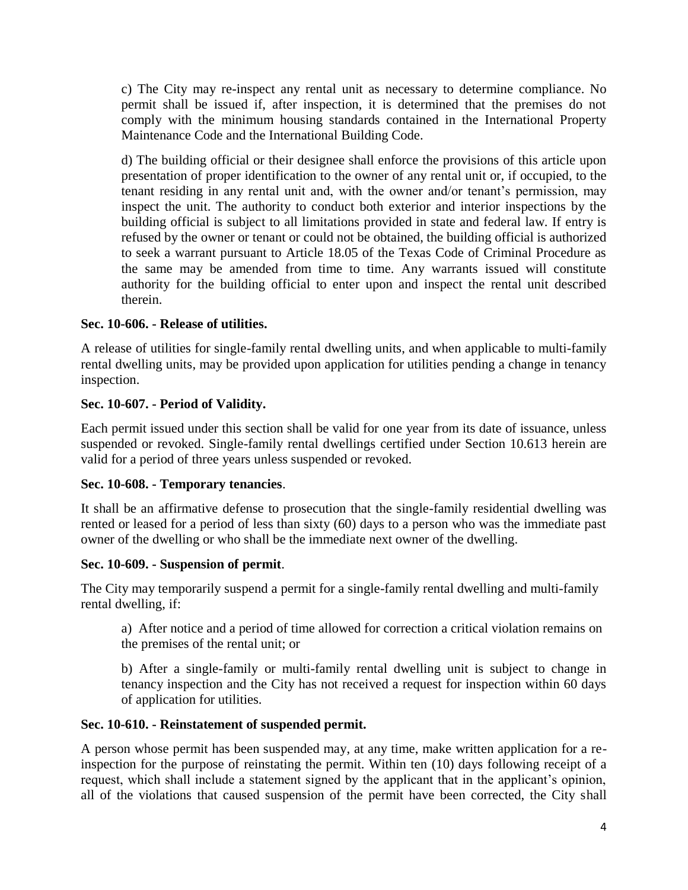c) The City may re-inspect any rental unit as necessary to determine compliance. No permit shall be issued if, after inspection, it is determined that the premises do not comply with the minimum housing standards contained in the International Property Maintenance Code and the International Building Code.

d) The building official or their designee shall enforce the provisions of this article upon presentation of proper identification to the owner of any rental unit or, if occupied, to the tenant residing in any rental unit and, with the owner and/or tenant's permission, may inspect the unit. The authority to conduct both exterior and interior inspections by the building official is subject to all limitations provided in state and federal law. If entry is refused by the owner or tenant or could not be obtained, the building official is authorized to seek a warrant pursuant to Article 18.05 of the Texas Code of Criminal Procedure as the same may be amended from time to time. Any warrants issued will constitute authority for the building official to enter upon and inspect the rental unit described therein.

**Sec. 10-606. - Release of utilities.**

A release of utilities for single-family rental dwelling units, and when applicable to multi-family rental dwelling units, may be provided upon application for utilities pending a change in tenancy inspection.

**Sec. 10-607. - Period of Validity.**

Each permit issued under this section shall be valid for one year from its date of issuance, unless suspended or revoked. Single-family rental dwellings certified under Section 10.613 herein are valid for a period of three years unless suspended or revoked.

**Sec. 10-608. - Temporary tenancies**.

It shall be an affirmative defense to prosecution that the single-family residential dwelling was rented or leased for a period of less than sixty (60) days to a person who was the immediate past owner of the dwelling or who shall be the immediate next owner of the dwelling.

**Sec. 10-609. - Suspension of permit**.

The City may temporarily suspend a permit for a single-family rental dwelling and multi-family rental dwelling, if:

a) After notice and a period of time allowed for correction a critical violation remains on the premises of the rental unit; or

b) After a single-family or multi-family rental dwelling unit is subject to change in tenancy inspection and the City has not received a request for inspection within 60 days of application for utilities.

**Sec. 10-610. - Reinstatement of suspended permit.**

A person whose permit has been suspended may, at any time, make written application for a re-inspection for the purpose of reinstating the permit. Within ten (10) days following receipt of a request, which shall include a statement signed by the applicant that in the applicant's opinion, all of the violations that caused suspension of the permit have been corrected, the City shall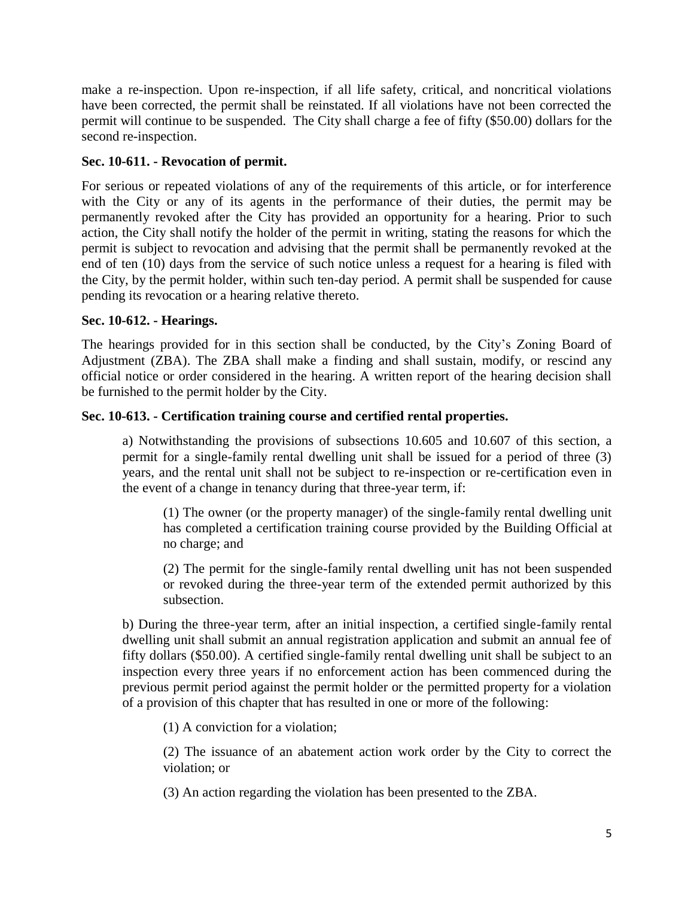make a re-inspection. Upon re-inspection, if all life safety, critical, and noncritical violations have been corrected, the permit shall be reinstated. If all violations have not been corrected the permit will continue to be suspended. The City shall charge a fee of fifty ($50.00) dollars for the second re-inspection.

**Sec. 10-611. - Revocation of permit.**

For serious or repeated violations of any of the requirements of this article, or for interference with the City or any of its agents in the performance of their duties, the permit may be permanently revoked after the City has provided an opportunity for a hearing. Prior to such action, the City shall notify the holder of the permit in writing, stating the reasons for which the permit is subject to revocation and advising that the permit shall be permanently revoked at the end of ten (10) days from the service of such notice unless a request for a hearing is filed with the City, by the permit holder, within such ten-day period. A permit shall be suspended for cause pending its revocation or a hearing relative thereto.

**Sec. 10-612. - Hearings.**

The hearings provided for in this section shall be conducted, by the City's Zoning Board of Adjustment (ZBA). The ZBA shall make a finding and shall sustain, modify, or rescind any official notice or order considered in the hearing. A written report of the hearing decision shall be furnished to the permit holder by the City.

**Sec. 10-613. - Certification training course and certified rental properties.**

a) Notwithstanding the provisions of subsections 10.605 and 10.607 of this section, a permit for a single-family rental dwelling unit shall be issued for a period of three (3) years, and the rental unit shall not be subject to re-inspection or re-certification even in the event of a change in tenancy during that three-year term, if:

(1) The owner (or the property manager) of the single-family rental dwelling unit has completed a certification training course provided by the Building Official at no charge; and

(2) The permit for the single-family rental dwelling unit has not been suspended or revoked during the three-year term of the extended permit authorized by this subsection.

b) During the three-year term, after an initial inspection, a certified single-family rental dwelling unit shall submit an annual registration application and submit an annual fee of fifty dollars ($50.00). A certified single-family rental dwelling unit shall be subject to an inspection every three years if no enforcement action has been commenced during the previous permit period against the permit holder or the permitted property for a violation of a provision of this chapter that has resulted in one or more of the following:

(1) A conviction for a violation;

(2) The issuance of an abatement action work order by the City to correct the violation; or

(3) An action regarding the violation has been presented to the ZBA.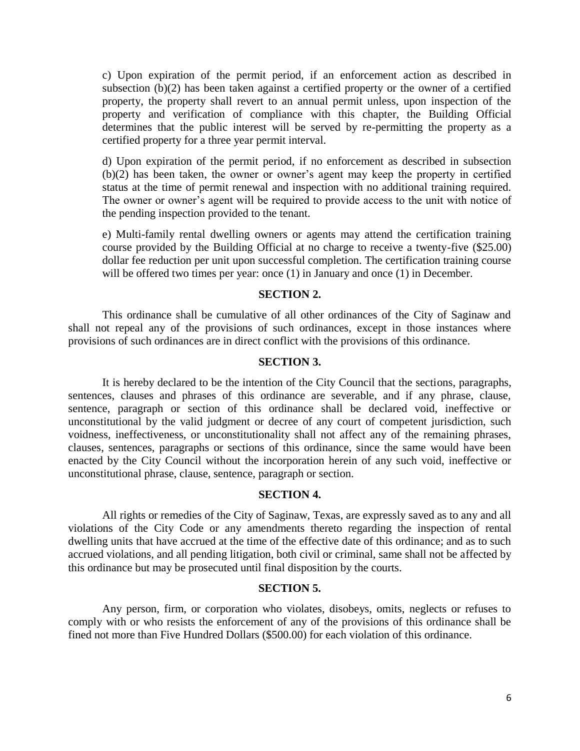c) Upon expiration of the permit period, if an enforcement action as described in subsection (b)(2) has been taken against a certified property or the owner of a certified property, the property shall revert to an annual permit unless, upon inspection of the property and verification of compliance with this chapter, the Building Official determines that the public interest will be served by re-permitting the property as a certified property for a three year permit interval.

d) Upon expiration of the permit period, if no enforcement as described in subsection (b)(2) has been taken, the owner or owner's agent may keep the property in certified status at the time of permit renewal and inspection with no additional training required. The owner or owner's agent will be required to provide access to the unit with notice of the pending inspection provided to the tenant.

e) Multi-family rental dwelling owners or agents may attend the certification training course provided by the Building Official at no charge to receive a twenty-five ($25.00) dollar fee reduction per unit upon successful completion. The certification training course will be offered two times per year: once (1) in January and once (1) in December.

**SECTION 2.**

This ordinance shall be cumulative of all other ordinances of the City of Saginaw and shall not repeal any of the provisions of such ordinances, except in those instances where provisions of such ordinances are in direct conflict with the provisions of this ordinance.

**SECTION 3.**

It is hereby declared to be the intention of the City Council that the sections, paragraphs, sentences, clauses and phrases of this ordinance are severable, and if any phrase, clause, sentence, paragraph or section of this ordinance shall be declared void, ineffective or unconstitutional by the valid judgment or decree of any court of competent jurisdiction, such voidness, ineffectiveness, or unconstitutionality shall not affect any of the remaining phrases, clauses, sentences, paragraphs or sections of this ordinance, since the same would have been enacted by the City Council without the incorporation herein of any such void, ineffective or unconstitutional phrase, clause, sentence, paragraph or section.

**SECTION 4.**

All rights or remedies of the City of Saginaw, Texas, are expressly saved as to any and all violations of the City Code or any amendments thereto regarding the inspection of rental dwelling units that have accrued at the time of the effective date of this ordinance; and as to such accrued violations, and all pending litigation, both civil or criminal, same shall not be affected by this ordinance but may be prosecuted until final disposition by the courts.

**SECTION 5.**

Any person, firm, or corporation who violates, disobeys, omits, neglects or refuses to comply with or who resists the enforcement of any of the provisions of this ordinance shall be fined not more than Five Hundred Dollars ($500.00) for each violation of this ordinance.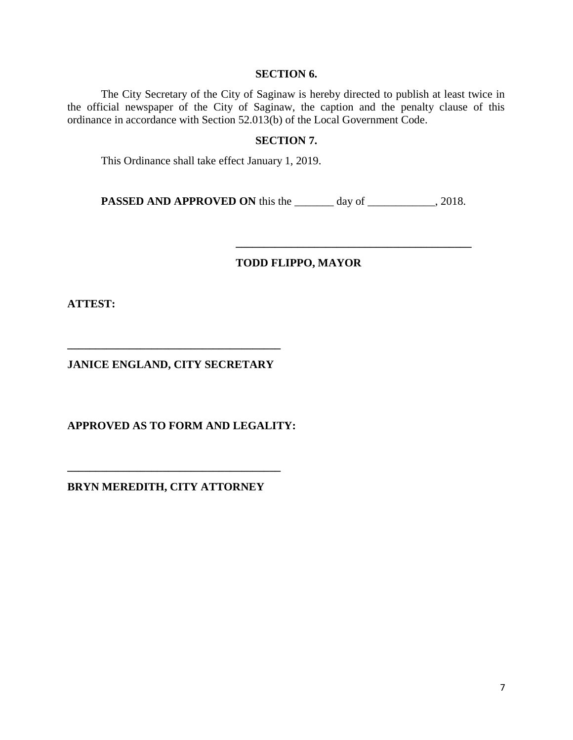**SECTION 6.**

The City Secretary of the City of Saginaw is hereby directed to publish at least twice in the official newspaper of the City of Saginaw, the caption and the penalty clause of this ordinance in accordance with Section 52.013(b) of the Local Government Code.

**SECTION 7.**

This Ordinance shall take effect January 1, 2019.

**PASSED AND APPROVED ON** this the _______ day of ____________, 2018.

___________________________________________

**TODD FLIPPO, MAYOR**

**ATTEST:**

___________________________________________

**JANICE ENGLAND, CITY SECRETARY**

**APPROVED AS TO FORM AND LEGALITY:**

___________________________________________

**BRYN MEREDITH, CITY ATTORNEY**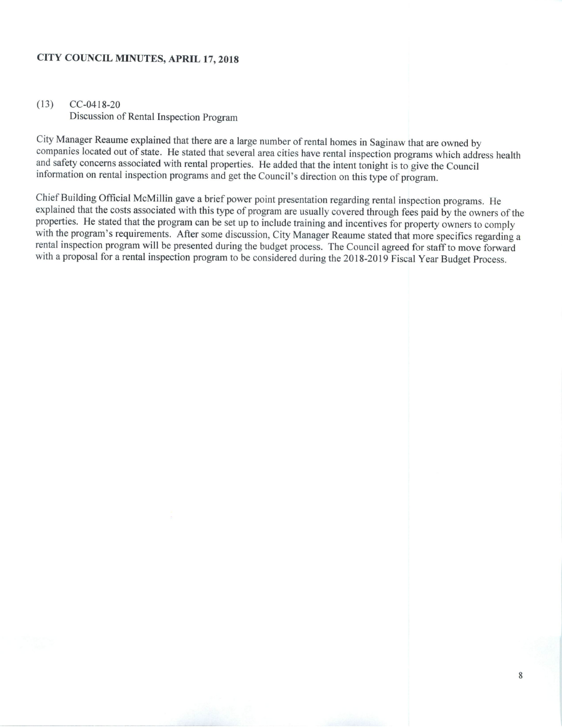**CITY COUNCIL MINUTES, APRIL 17, 2018**

(13) CC-0418-20
Discussion of Rental Inspection Program

City Manager Reaume explained that there are a large number of rental homes in Saginaw that are owned by companies located out of state. He stated that several area cities have rental inspection programs which address health and safety concerns associated with rental properties. He added that the intent tonight is to give the Council information on rental inspection programs and get the Council's direction on this type of program.

Chief Building Official McMillin gave a brief power point presentation regarding rental inspection programs. He explained that the costs associated with this type of program are usually covered through fees paid by the owners of the properties. He stated that the program can be set up to include training and incentives for property owners to comply with the program's requirements. After some discussion, City Manager Reaume stated that more specifics regarding a rental inspection program will be presented during the budget process. The Council agreed for staff to move forward with a proposal for a rental inspection program to be considered during the 2018-2019 Fiscal Year Budget Process.